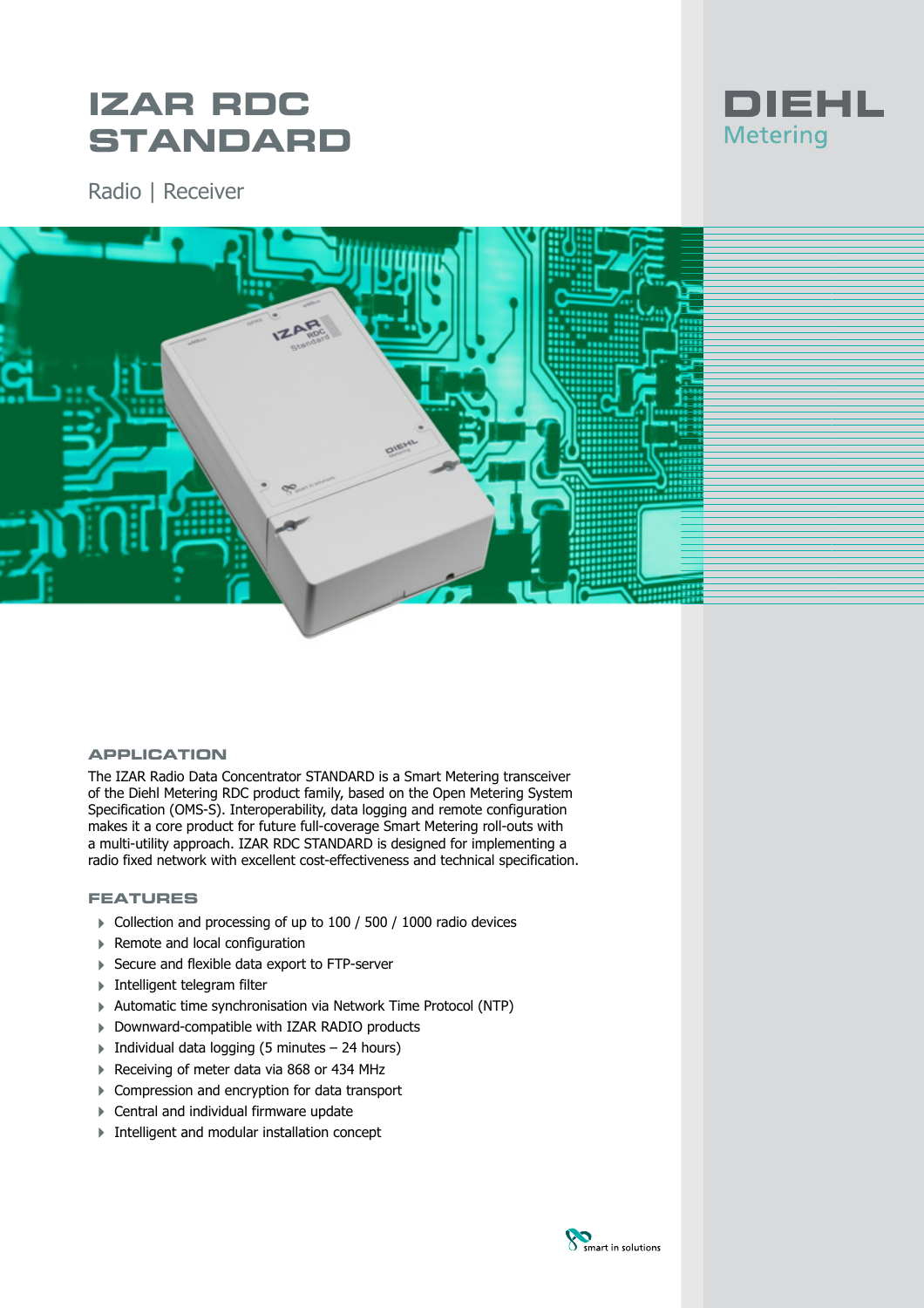# IZAR RDC STANDARD

DIEHL Metering

Radio | Receiver

## APPLICATION

The IZAR Radio Data Concentrator STANDARD is a Smart Metering transceiver of the Diehl Metering RDC product family, based on the Open Metering System Specification (OMS-S). Interoperability, data logging and remote configuration makes it a core product for future full-coverage Smart Metering roll-outs with a multi-utility approach. IZAR RDC STANDARD is designed for implementing a radio fixed network with excellent cost-effectiveness and technical specification.

## FEATURES

- Collection and processing of up to 100 / 500 / 1000 radio devices
- Remote and local configuration
- Secure and flexible data export to FTP-server
- Intelligent telegram filter
- Automatic time synchronisation via Network Time Protocol (NTP)
- Downward-compatible with IZAR RADIO products
- Individual data logging (5 minutes – 24 hours)
- Receiving of meter data via 868 or 434 MHz
- Compression and encryption for data transport
- Central and individual firmware update
- Intelligent and modular installation concept

smart in solutions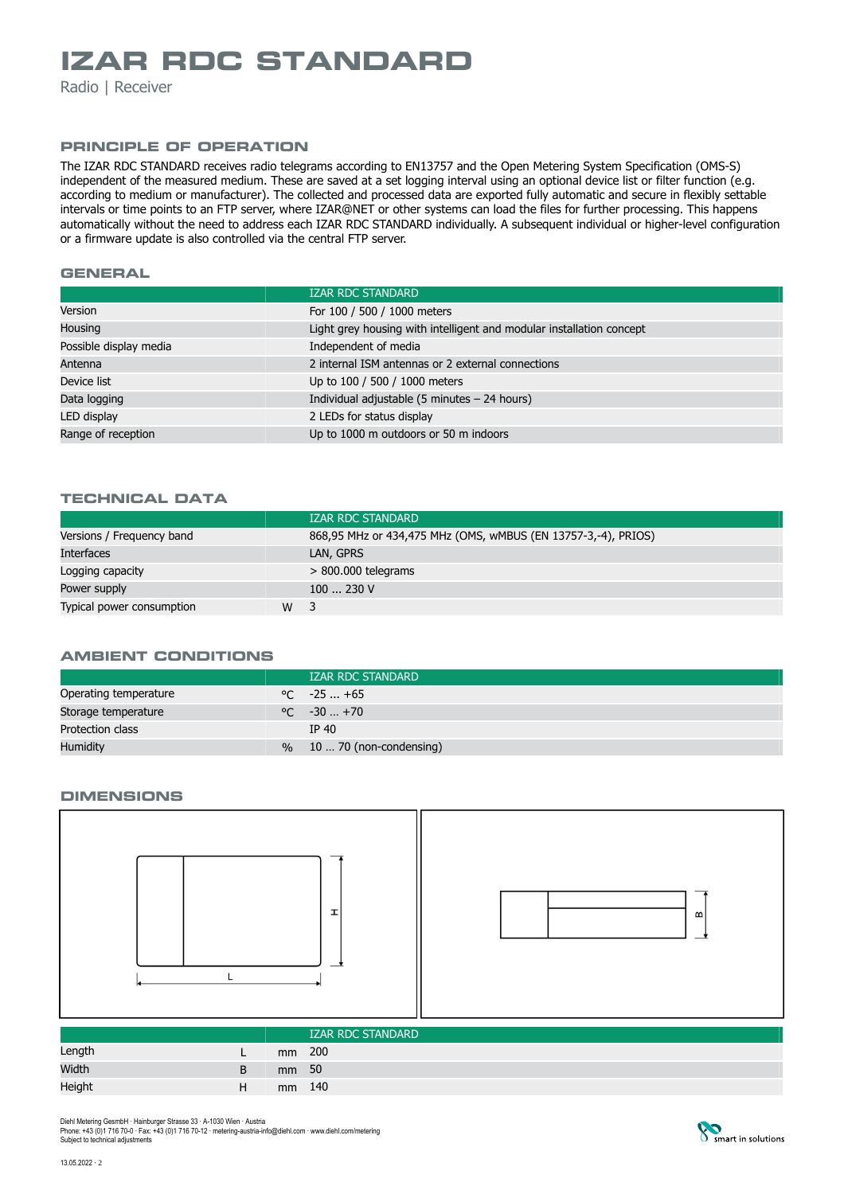# IZAR RDC STANDARD

Radio | Receiver

## PRINCIPLE OF OPERATION

The IZAR RDC STANDARD receives radio telegrams according to EN13757 and the Open Metering System Specification (OMS-S) independent of the measured medium. These are saved at a set logging interval using an optional device list or filter function (e.g. according to medium or manufacturer). The collected and processed data are exported fully automatic and secure in flexibly settable intervals or time points to an FTP server, where IZAR@NET or other systems can load the files for further processing. This happens automatically without the need to address each IZAR RDC STANDARD individually. A subsequent individual or higher-level configuration or a firmware update is also controlled via the central FTP server.

## GENERAL

| | IZAR RDC STANDARD |
|---|---|
| Version | For 100 / 500 / 1000 meters |
| Housing | Light grey housing with intelligent and modular installation concept |
| Possible display media | Independent of media |
| Antenna | 2 internal ISM antennas or 2 external connections |
| Device list | Up to 100 / 500 / 1000 meters |
| Data logging | Individual adjustable (5 minutes – 24 hours) |
| LED display | 2 LEDs for status display |
| Range of reception | Up to 1000 m outdoors or 50 m indoors |

## TECHNICAL DATA

| | | IZAR RDC STANDARD |
|---|---|---|
| Versions / Frequency band | | 868,95 MHz or 434,475 MHz (OMS, wMBUS (EN 13757-3,-4), PRIOS) |
| Interfaces | | LAN, GPRS |
| Logging capacity | | > 800.000 telegrams |
| Power supply | | 100 ... 230 V |
| Typical power consumption | W | 3 |

## AMBIENT CONDITIONS

| | | IZAR RDC STANDARD |
|---|---|---|
| Operating temperature | °C | -25 ... +65 |
| Storage temperature | °C | -30 ... +70 |
| Protection class | | IP 40 |
| Humidity | % | 10 ... 70 (non-condensing) |

## DIMENSIONS

H

L

B

| | | | IZAR RDC STANDARD |
|---|---|---|---|
| Length | L | mm | 200 |
| Width | B | mm | 50 |
| Height | H | mm | 140 |

Diehl Metering GesmbH · Hainburger Strasse 33 · A-1030 Wien · Austria
Phone: +43 (0)1 716 70-0 · Fax: +43 (0)1 716 70-12 · metering-austria-info@diehl.com · www.diehl.com/metering
Subject to technical adjustments

smart in solutions

13.05.2022